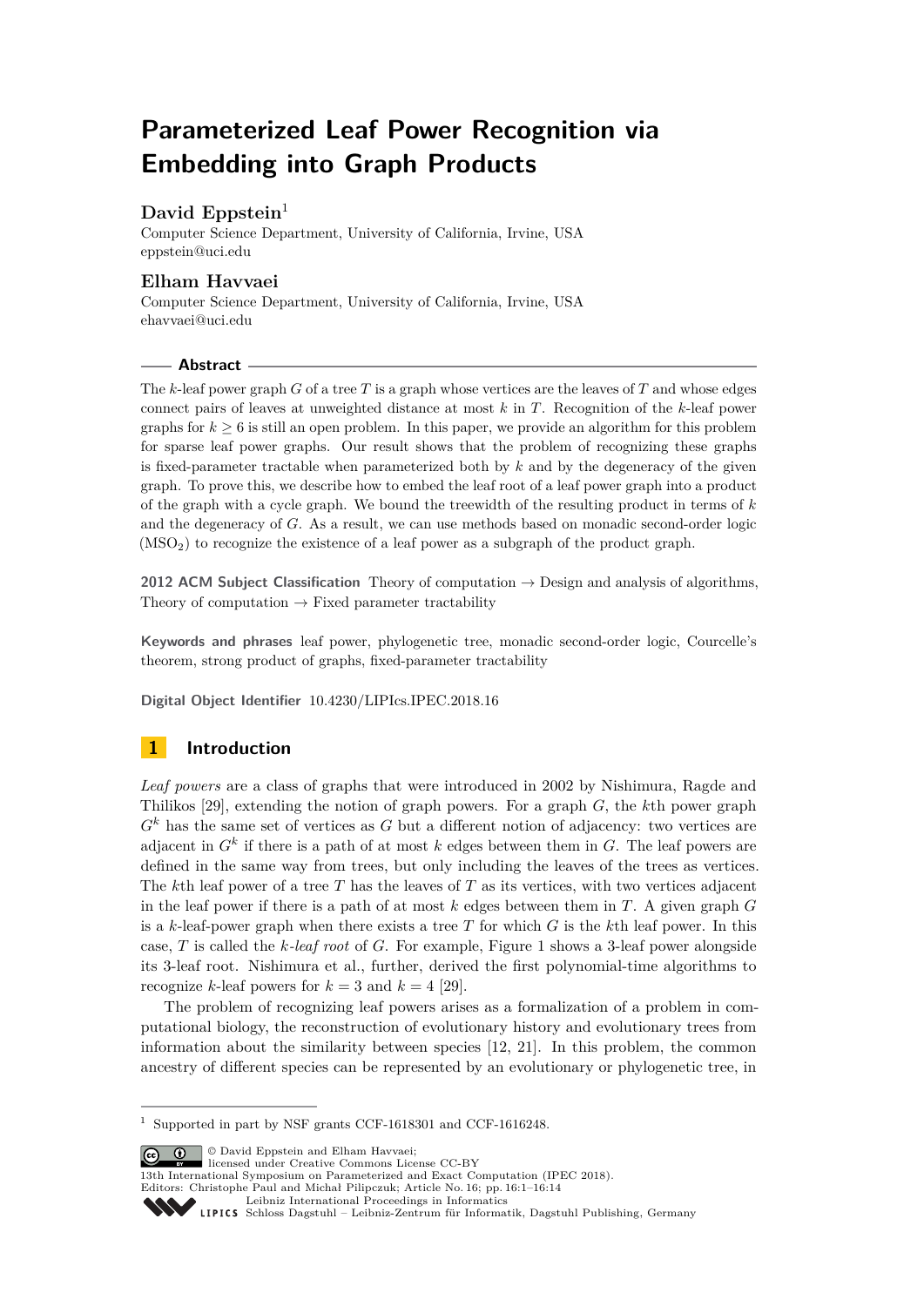# Parameterized Leaf Power Recognition via Embedding into Graph Products

**David Eppstein**[1]

Computer Science Department, University of California, Irvine, USA
eppstein@uci.edu

**Elham Havvaei**

Computer Science Department, University of California, Irvine, USA
ehavvaei@uci.edu

## Abstract

The $k$-leaf power graph $G$ of a tree $T$ is a graph whose vertices are the leaves of $T$ and whose edges connect pairs of leaves at unweighted distance at most $k$ in $T$. Recognition of the $k$-leaf power graphs for $k \geq 6$ is still an open problem. In this paper, we provide an algorithm for this problem for sparse leaf power graphs. Our result shows that the problem of recognizing these graphs is fixed-parameter tractable when parameterized both by $k$ and by the degeneracy of the given graph. To prove this, we describe how to embed the leaf root of a leaf power graph into a product of the graph with a cycle graph. We bound the treewidth of the resulting product in terms of $k$ and the degeneracy of $G$. As a result, we can use methods based on monadic second-order logic ($MSO_2$) to recognize the existence of a leaf power as a subgraph of the product graph.

**2012 ACM Subject Classification** Theory of computation → Design and analysis of algorithms, Theory of computation → Fixed parameter tractability

**Keywords and phrases** leaf power, phylogenetic tree, monadic second-order logic, Courcelle's theorem, strong product of graphs, fixed-parameter tractability

**Digital Object Identifier** 10.4230/LIPIcs.IPEC.2018.16

## 1 Introduction

*Leaf powers* are a class of graphs that were introduced in 2002 by Nishimura, Ragde and Thilikos [29], extending the notion of graph powers. For a graph $G$, the $k$th power graph $G^k$ has the same set of vertices as $G$ but a different notion of adjacency: two vertices are adjacent in $G^k$ if there is a path of at most $k$ edges between them in $G$. The leaf powers are defined in the same way from trees, but only including the leaves of the trees as vertices. The $k$th leaf power of a tree $T$ has the leaves of $T$ as its vertices, with two vertices adjacent in the leaf power if there is a path of at most $k$ edges between them in $T$. A given graph $G$ is a $k$-leaf-power graph when there exists a tree $T$ for which $G$ is the $k$th leaf power. In this case, $T$ is called the *$k$-leaf root* of $G$. For example, Figure 1 shows a 3-leaf power alongside its 3-leaf root. Nishimura et al., further, derived the first polynomial-time algorithms to recognize $k$-leaf powers for $k = 3$ and $k = 4$ [29].

The problem of recognizing leaf powers arises as a formalization of a problem in computational biology, the reconstruction of evolutionary history and evolutionary trees from information about the similarity between species [12, 21]. In this problem, the common ancestry of different species can be represented by an evolutionary or phylogenetic tree, in

[1] Supported in part by NSF grants CCF-1618301 and CCF-1616248.

© David Eppstein and Elham Havvaei;
licensed under Creative Commons License CC-BY
13th International Symposium on Parameterized and Exact Computation (IPEC 2018).
Editors: Christophe Paul and Michał Pilipczuk; Article No. 16; pp. 16:1–16:14
Leibniz International Proceedings in Informatics
Schloss Dagstuhl – Leibniz-Zentrum für Informatik, Dagstuhl Publishing, Germany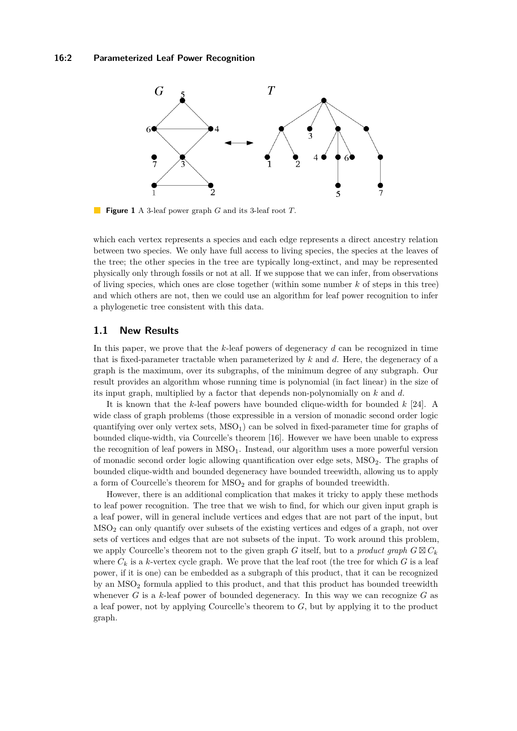**Figure 1** A 3-leaf power graph $G$ and its 3-leaf root $T$.

which each vertex represents a species and each edge represents a direct ancestry relation between two species. We only have full access to living species, the species at the leaves of the tree; the other species in the tree are typically long-extinct, and may be represented physically only through fossils or not at all. If we suppose that we can infer, from observations of living species, which ones are close together (within some number $k$ of steps in this tree) and which others are not, then we could use an algorithm for leaf power recognition to infer a phylogenetic tree consistent with this data.

## 1.1 New Results

In this paper, we prove that the $k$-leaf powers of degeneracy $d$ can be recognized in time that is fixed-parameter tractable when parameterized by $k$ and $d$. Here, the degeneracy of a graph is the maximum, over its subgraphs, of the minimum degree of any subgraph. Our result provides an algorithm whose running time is polynomial (in fact linear) in the size of its input graph, multiplied by a factor that depends non-polynomially on $k$ and $d$.

It is known that the $k$-leaf powers have bounded clique-width for bounded $k$ [24]. A wide class of graph problems (those expressible in a version of monadic second order logic quantifying over only vertex sets, $\mathrm{MSO}_1$) can be solved in fixed-parameter time for graphs of bounded clique-width, via Courcelle's theorem [16]. However we have been unable to express the recognition of leaf powers in $\mathrm{MSO}_1$. Instead, our algorithm uses a more powerful version of monadic second order logic allowing quantification over edge sets, $\mathrm{MSO}_2$. The graphs of bounded clique-width and bounded degeneracy have bounded treewidth, allowing us to apply a form of Courcelle's theorem for $\mathrm{MSO}_2$ and for graphs of bounded treewidth.

However, there is an additional complication that makes it tricky to apply these methods to leaf power recognition. The tree that we wish to find, for which our given input graph is a leaf power, will in general include vertices and edges that are not part of the input, but $\mathrm{MSO}_2$ can only quantify over subsets of the existing vertices and edges of a graph, not over sets of vertices and edges that are not subsets of the input. To work around this problem, we apply Courcelle's theorem not to the given graph $G$ itself, but to a *product graph* $G \boxtimes C_k$ where $C_k$ is a $k$-vertex cycle graph. We prove that the leaf root (the tree for which $G$ is a leaf power, if it is one) can be embedded as a subgraph of this product, that it can be recognized by an $\mathrm{MSO}_2$ formula applied to this product, and that this product has bounded treewidth whenever $G$ is a $k$-leaf power of bounded degeneracy. In this way we can recognize $G$ as a leaf power, not by applying Courcelle's theorem to $G$, but by applying it to the product graph.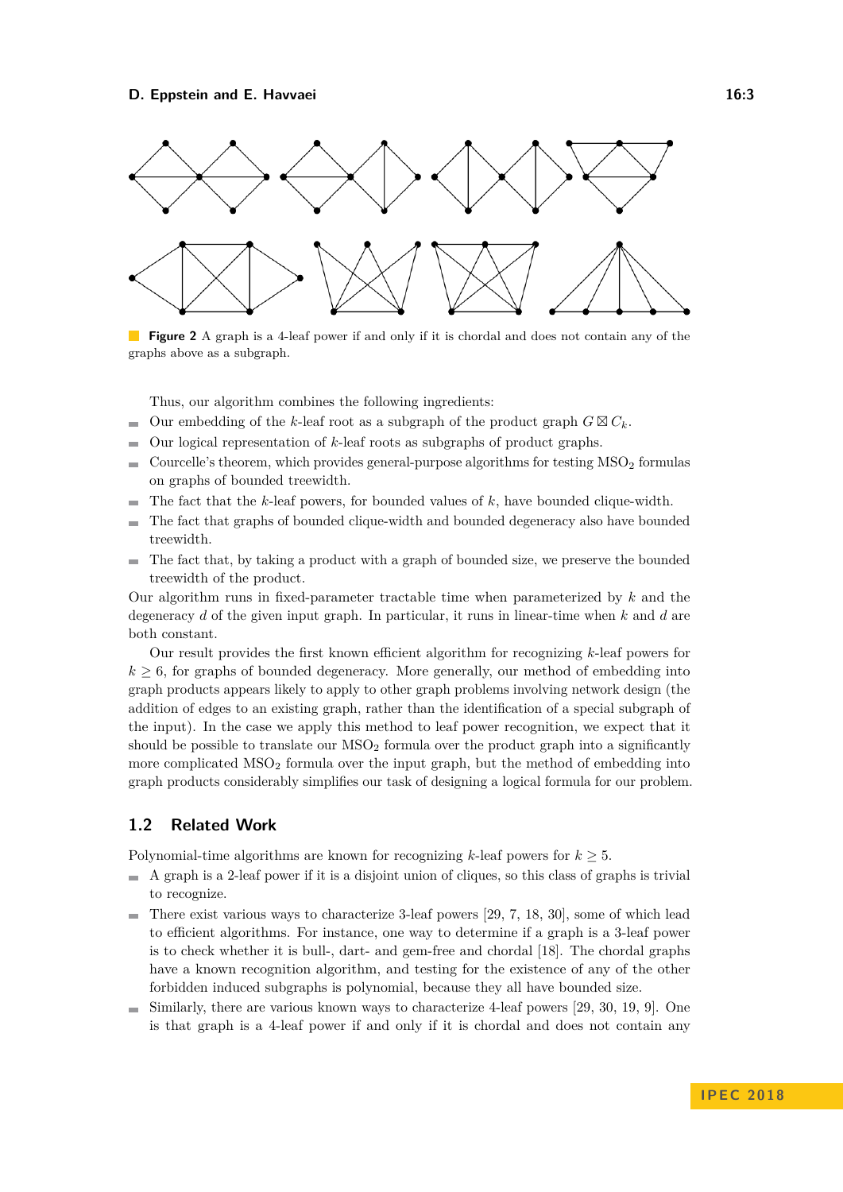**Figure 2** A graph is a 4-leaf power if and only if it is chordal and does not contain any of the graphs above as a subgraph.

Thus, our algorithm combines the following ingredients:

- Our embedding of the $k$-leaf root as a subgraph of the product graph $G \boxtimes C_k$.
- Our logical representation of $k$-leaf roots as subgraphs of product graphs.
- Courcelle's theorem, which provides general-purpose algorithms for testing $\mathrm{MSO}_2$ formulas on graphs of bounded treewidth.
- The fact that the $k$-leaf powers, for bounded values of $k$, have bounded clique-width.
- The fact that graphs of bounded clique-width and bounded degeneracy also have bounded treewidth.
- The fact that, by taking a product with a graph of bounded size, we preserve the bounded treewidth of the product.

Our algorithm runs in fixed-parameter tractable time when parameterized by $k$ and the degeneracy $d$ of the given input graph. In particular, it runs in linear-time when $k$ and $d$ are both constant.

Our result provides the first known efficient algorithm for recognizing $k$-leaf powers for $k \geq 6$, for graphs of bounded degeneracy. More generally, our method of embedding into graph products appears likely to apply to other graph problems involving network design (the addition of edges to an existing graph, rather than the identification of a special subgraph of the input). In the case we apply this method to leaf power recognition, we expect that it should be possible to translate our $\mathrm{MSO}_2$ formula over the product graph into a significantly more complicated $\mathrm{MSO}_2$ formula over the input graph, but the method of embedding into graph products considerably simplifies our task of designing a logical formula for our problem.

## 1.2 Related Work

Polynomial-time algorithms are known for recognizing $k$-leaf powers for $k \geq 5$.

- A graph is a 2-leaf power if it is a disjoint union of cliques, so this class of graphs is trivial to recognize.
- There exist various ways to characterize 3-leaf powers [29, 7, 18, 30], some of which lead to efficient algorithms. For instance, one way to determine if a graph is a 3-leaf power is to check whether it is bull-, dart- and gem-free and chordal [18]. The chordal graphs have a known recognition algorithm, and testing for the existence of any of the other forbidden induced subgraphs is polynomial, because they all have bounded size.
- Similarly, there are various known ways to characterize 4-leaf powers [29, 30, 19, 9]. One is that graph is a 4-leaf power if and only if it is chordal and does not contain any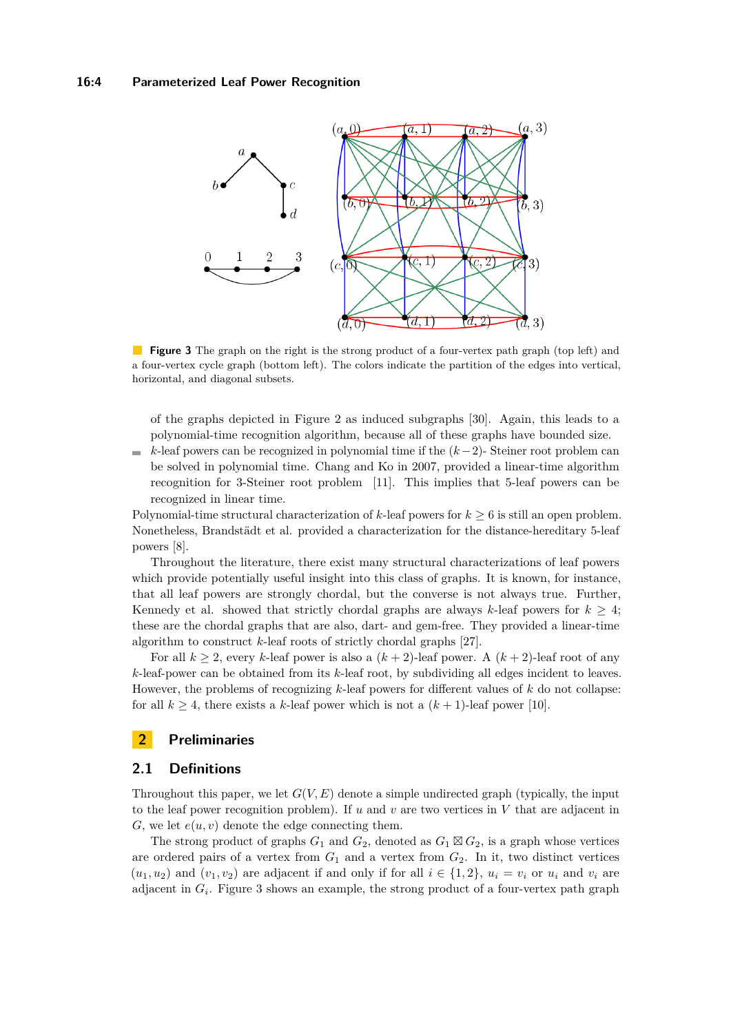**Figure 3** The graph on the right is the strong product of a four-vertex path graph (top left) and a four-vertex cycle graph (bottom left). The colors indicate the partition of the edges into vertical, horizontal, and diagonal subsets.

of the graphs depicted in Figure 2 as induced subgraphs [30]. Again, this leads to a polynomial-time recognition algorithm, because all of these graphs have bounded size.

- $k$-leaf powers can be recognized in polynomial time if the $(k-2)$- Steiner root problem can be solved in polynomial time. Chang and Ko in 2007, provided a linear-time algorithm recognition for 3-Steiner root problem [11]. This implies that 5-leaf powers can be recognized in linear time.

Polynomial-time structural characterization of $k$-leaf powers for $k \geq 6$ is still an open problem. Nonetheless, Brandstädt et al. provided a characterization for the distance-hereditary 5-leaf powers [8].

Throughout the literature, there exist many structural characterizations of leaf powers which provide potentially useful insight into this class of graphs. It is known, for instance, that all leaf powers are strongly chordal, but the converse is not always true. Further, Kennedy et al. showed that strictly chordal graphs are always $k$-leaf powers for $k \geq 4$; these are the chordal graphs that are also, dart- and gem-free. They provided a linear-time algorithm to construct $k$-leaf roots of strictly chordal graphs [27].

For all $k \geq 2$, every $k$-leaf power is also a $(k+2)$-leaf power. A $(k+2)$-leaf root of any $k$-leaf-power can be obtained from its $k$-leaf root, by subdividing all edges incident to leaves. However, the problems of recognizing $k$-leaf powers for different values of $k$ do not collapse: for all $k \geq 4$, there exists a $k$-leaf power which is not a $(k+1)$-leaf power [10].

## 2 Preliminaries

### 2.1 Definitions

Throughout this paper, we let $G(V, E)$ denote a simple undirected graph (typically, the input to the leaf power recognition problem). If $u$ and $v$ are two vertices in $V$ that are adjacent in $G$, we let $e(u, v)$ denote the edge connecting them.

The strong product of graphs $G_1$ and $G_2$, denoted as $G_1 \boxtimes G_2$, is a graph whose vertices are ordered pairs of a vertex from $G_1$ and a vertex from $G_2$. In it, two distinct vertices $(u_1, u_2)$ and $(v_1, v_2)$ are adjacent if and only if for all $i \in \{1, 2\}$, $u_i = v_i$ or $u_i$ and $v_i$ are adjacent in $G_i$. Figure 3 shows an example, the strong product of a four-vertex path graph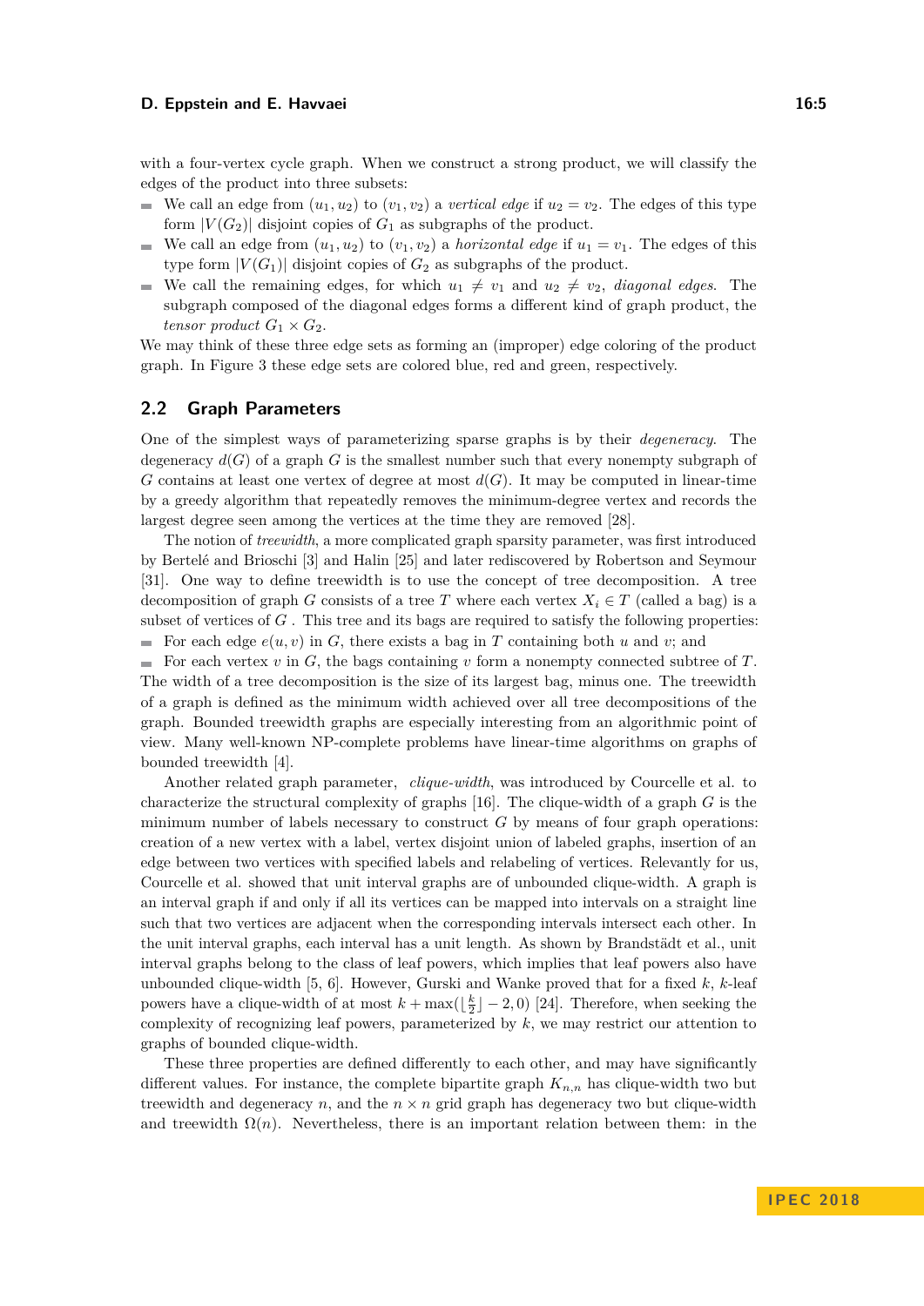with a four-vertex cycle graph. When we construct a strong product, we will classify the edges of the product into three subsets:

- We call an edge from $(u_1, u_2)$ to $(v_1, v_2)$ a *vertical edge* if $u_2 = v_2$. The edges of this type form $|V(G_2)|$ disjoint copies of $G_1$ as subgraphs of the product.
- We call an edge from $(u_1, u_2)$ to $(v_1, v_2)$ a *horizontal edge* if $u_1 = v_1$. The edges of this type form $|V(G_1)|$ disjoint copies of $G_2$ as subgraphs of the product.
- We call the remaining edges, for which $u_1 \neq v_1$ and $u_2 \neq v_2$, *diagonal edges*. The subgraph composed of the diagonal edges forms a different kind of graph product, the *tensor product* $G_1 \times G_2$.

We may think of these three edge sets as forming an (improper) edge coloring of the product graph. In Figure 3 these edge sets are colored blue, red and green, respectively.

## 2.2 Graph Parameters

One of the simplest ways of parameterizing sparse graphs is by their *degeneracy*. The degeneracy $d(G)$ of a graph $G$ is the smallest number such that every nonempty subgraph of $G$ contains at least one vertex of degree at most $d(G)$. It may be computed in linear-time by a greedy algorithm that repeatedly removes the minimum-degree vertex and records the largest degree seen among the vertices at the time they are removed [28].

The notion of *treewidth*, a more complicated graph sparsity parameter, was first introduced by Bertelé and Brioschi [3] and Halin [25] and later rediscovered by Robertson and Seymour [31]. One way to define treewidth is to use the concept of tree decomposition. A tree decomposition of graph $G$ consists of a tree $T$ where each vertex $X_i \in T$ (called a bag) is a subset of vertices of $G$ . This tree and its bags are required to satisfy the following properties:

- For each edge $e(u, v)$ in $G$, there exists a bag in $T$ containing both $u$ and $v$; and
- For each vertex $v$ in $G$, the bags containing $v$ form a nonempty connected subtree of $T$.

The width of a tree decomposition is the size of its largest bag, minus one. The treewidth of a graph is defined as the minimum width achieved over all tree decompositions of the graph. Bounded treewidth graphs are especially interesting from an algorithmic point of view. Many well-known NP-complete problems have linear-time algorithms on graphs of bounded treewidth [4].

Another related graph parameter, *clique-width*, was introduced by Courcelle et al. to characterize the structural complexity of graphs [16]. The clique-width of a graph $G$ is the minimum number of labels necessary to construct $G$ by means of four graph operations: creation of a new vertex with a label, vertex disjoint union of labeled graphs, insertion of an edge between two vertices with specified labels and relabeling of vertices. Relevantly for us, Courcelle et al. showed that unit interval graphs are of unbounded clique-width. A graph is an interval graph if and only if all its vertices can be mapped into intervals on a straight line such that two vertices are adjacent when the corresponding intervals intersect each other. In the unit interval graphs, each interval has a unit length. As shown by Brandstädt et al., unit interval graphs belong to the class of leaf powers, which implies that leaf powers also have unbounded clique-width [5, 6]. However, Gurski and Wanke proved that for a fixed $k$, $k$-leaf powers have a clique-width of at most $k + \max(\lfloor \frac{k}{2} \rfloor - 2, 0)$ [24]. Therefore, when seeking the complexity of recognizing leaf powers, parameterized by $k$, we may restrict our attention to graphs of bounded clique-width.

These three properties are defined differently to each other, and may have significantly different values. For instance, the complete bipartite graph $K_{n,n}$ has clique-width two but treewidth and degeneracy $n$, and the $n \times n$ grid graph has degeneracy two but clique-width and treewidth $\Omega(n)$. Nevertheless, there is an important relation between them: in the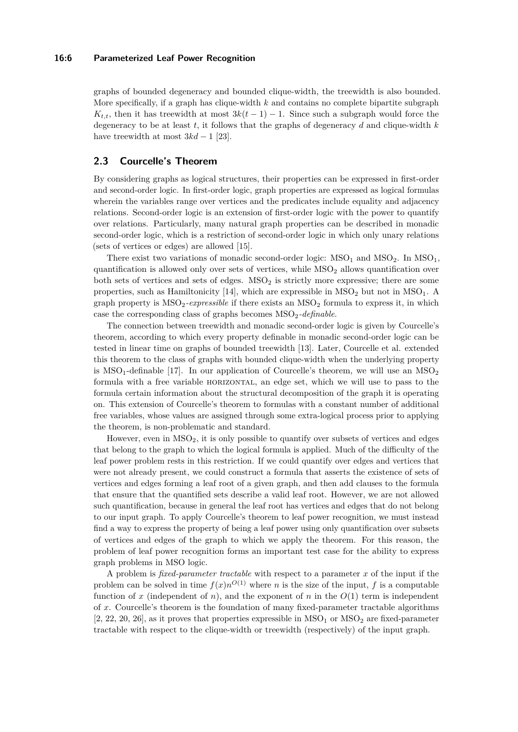graphs of bounded degeneracy and bounded clique-width, the treewidth is also bounded. More specifically, if a graph has clique-width $k$ and contains no complete bipartite subgraph $K_{t,t}$, then it has treewidth at most $3k(t-1)-1$. Since such a subgraph would force the degeneracy to be at least $t$, it follows that the graphs of degeneracy $d$ and clique-width $k$ have treewidth at most $3kd-1$ [23].

## 2.3 Courcelle's Theorem

By considering graphs as logical structures, their properties can be expressed in first-order and second-order logic. In first-order logic, graph properties are expressed as logical formulas wherein the variables range over vertices and the predicates include equality and adjacency relations. Second-order logic is an extension of first-order logic with the power to quantify over relations. Particularly, many natural graph properties can be described in monadic second-order logic, which is a restriction of second-order logic in which only unary relations (sets of vertices or edges) are allowed [15].

There exist two variations of monadic second-order logic: $\mathrm{MSO}_1$ and $\mathrm{MSO}_2$. In $\mathrm{MSO}_1$, quantification is allowed only over sets of vertices, while $\mathrm{MSO}_2$ allows quantification over both sets of vertices and sets of edges. $\mathrm{MSO}_2$ is strictly more expressive; there are some properties, such as Hamiltonicity [14], which are expressible in $\mathrm{MSO}_2$ but not in $\mathrm{MSO}_1$. A graph property is *$\mathrm{MSO}_2$-expressible* if there exists an $\mathrm{MSO}_2$ formula to express it, in which case the corresponding class of graphs becomes *$\mathrm{MSO}_2$-definable*.

The connection between treewidth and monadic second-order logic is given by Courcelle's theorem, according to which every property definable in monadic second-order logic can be tested in linear time on graphs of bounded treewidth [13]. Later, Courcelle et al. extended this theorem to the class of graphs with bounded clique-width when the underlying property is $\mathrm{MSO}_1$-definable [17]. In our application of Courcelle's theorem, we will use an $\mathrm{MSO}_2$ formula with a free variable HORIZONTAL, an edge set, which we will use to pass to the formula certain information about the structural decomposition of the graph it is operating on. This extension of Courcelle's theorem to formulas with a constant number of additional free variables, whose values are assigned through some extra-logical process prior to applying the theorem, is non-problematic and standard.

However, even in $\mathrm{MSO}_2$, it is only possible to quantify over subsets of vertices and edges that belong to the graph to which the logical formula is applied. Much of the difficulty of the leaf power problem rests in this restriction. If we could quantify over edges and vertices that were not already present, we could construct a formula that asserts the existence of sets of vertices and edges forming a leaf root of a given graph, and then add clauses to the formula that ensure that the quantified sets describe a valid leaf root. However, we are not allowed such quantification, because in general the leaf root has vertices and edges that do not belong to our input graph. To apply Courcelle's theorem to leaf power recognition, we must instead find a way to express the property of being a leaf power using only quantification over subsets of vertices and edges of the graph to which we apply the theorem. For this reason, the problem of leaf power recognition forms an important test case for the ability to express graph problems in MSO logic.

A problem is *fixed-parameter tractable* with respect to a parameter $x$ of the input if the problem can be solved in time $f(x)n^{O(1)}$ where $n$ is the size of the input, $f$ is a computable function of $x$ (independent of $n$), and the exponent of $n$ in the $O(1)$ term is independent of $x$. Courcelle's theorem is the foundation of many fixed-parameter tractable algorithms [2, 22, 20, 26], as it proves that properties expressible in $\mathrm{MSO}_1$ or $\mathrm{MSO}_2$ are fixed-parameter tractable with respect to the clique-width or treewidth (respectively) of the input graph.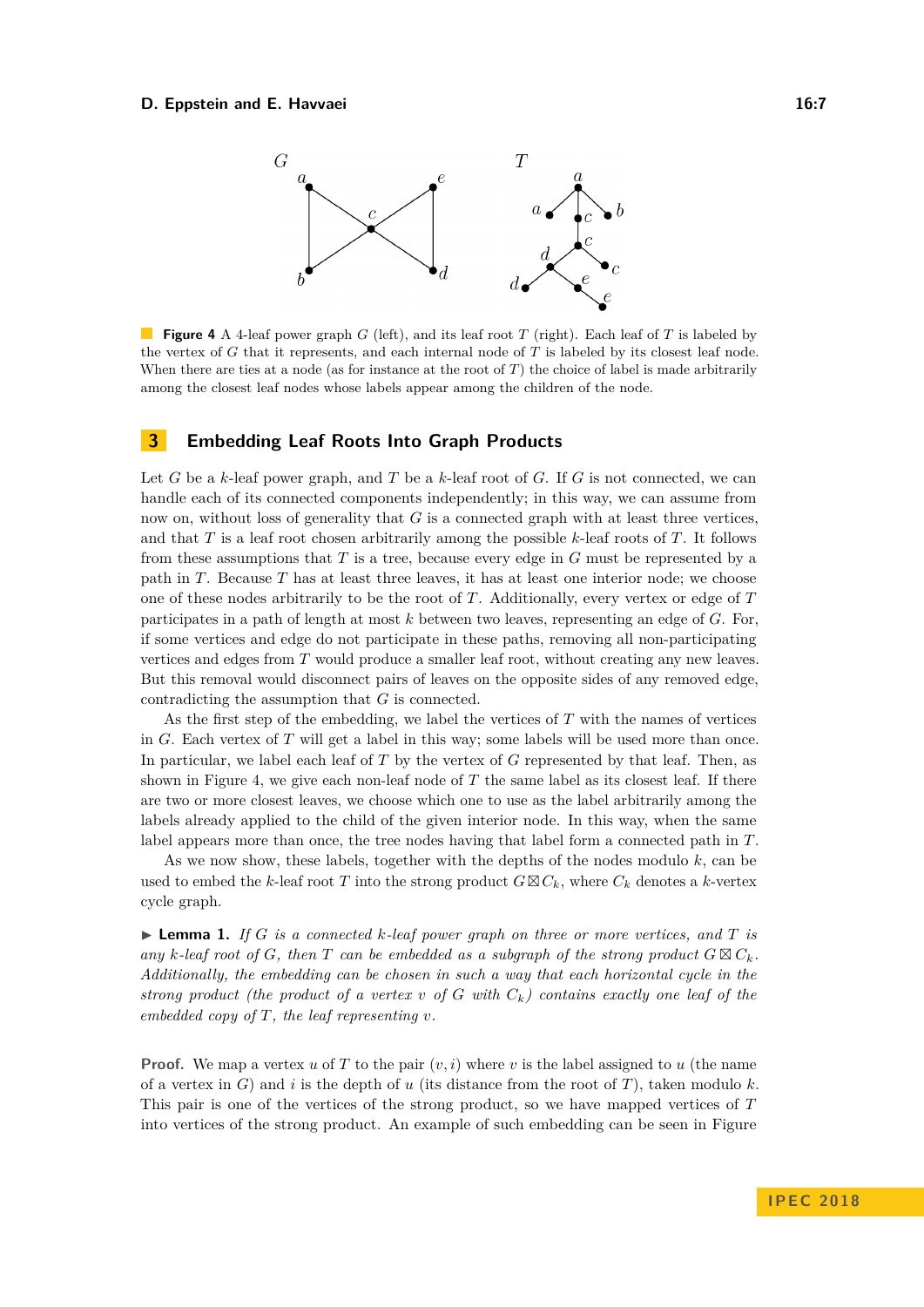G

T

**Figure 4** A 4-leaf power graph $G$ (left), and its leaf root $T$ (right). Each leaf of $T$ is labeled by the vertex of $G$ that it represents, and each internal node of $T$ is labeled by its closest leaf node. When there are ties at a node (as for instance at the root of $T$) the choice of label is made arbitrarily among the closest leaf nodes whose labels appear among the children of the node.

## 3 Embedding Leaf Roots Into Graph Products

Let $G$ be a $k$-leaf power graph, and $T$ be a $k$-leaf root of $G$. If $G$ is not connected, we can handle each of its connected components independently; in this way, we can assume from now on, without loss of generality that $G$ is a connected graph with at least three vertices, and that $T$ is a leaf root chosen arbitrarily among the possible $k$-leaf roots of $T$. It follows from these assumptions that $T$ is a tree, because every edge in $G$ must be represented by a path in $T$. Because $T$ has at least three leaves, it has at least one interior node; we choose one of these nodes arbitrarily to be the root of $T$. Additionally, every vertex or edge of $T$ participates in a path of length at most $k$ between two leaves, representing an edge of $G$. For, if some vertices and edge do not participate in these paths, removing all non-participating vertices and edges from $T$ would produce a smaller leaf root, without creating any new leaves. But this removal would disconnect pairs of leaves on the opposite sides of any removed edge, contradicting the assumption that $G$ is connected.

As the first step of the embedding, we label the vertices of $T$ with the names of vertices in $G$. Each vertex of $T$ will get a label in this way; some labels will be used more than once. In particular, we label each leaf of $T$ by the vertex of $G$ represented by that leaf. Then, as shown in Figure 4, we give each non-leaf node of $T$ the same label as its closest leaf. If there are two or more closest leaves, we choose which one to use as the label arbitrarily among the labels already applied to the child of the given interior node. In this way, when the same label appears more than once, the tree nodes having that label form a connected path in $T$.

As we now show, these labels, together with the depths of the nodes modulo $k$, can be used to embed the $k$-leaf root $T$ into the strong product $G \boxtimes C_k$, where $C_k$ denotes a $k$-vertex cycle graph.

▶ **Lemma 1.** *If $G$ is a connected $k$-leaf power graph on three or more vertices, and $T$ is any $k$-leaf root of $G$, then $T$ can be embedded as a subgraph of the strong product $G \boxtimes C_k$. Additionally, the embedding can be chosen in such a way that each horizontal cycle in the strong product (the product of a vertex $v$ of $G$ with $C_k$) contains exactly one leaf of the embedded copy of $T$, the leaf representing $v$.*

**Proof.** We map a vertex $u$ of $T$ to the pair $(v, i)$ where $v$ is the label assigned to $u$ (the name of a vertex in $G$) and $i$ is the depth of $u$ (its distance from the root of $T$), taken modulo $k$. This pair is one of the vertices of the strong product, so we have mapped vertices of $T$ into vertices of the strong product. An example of such embedding can be seen in Figure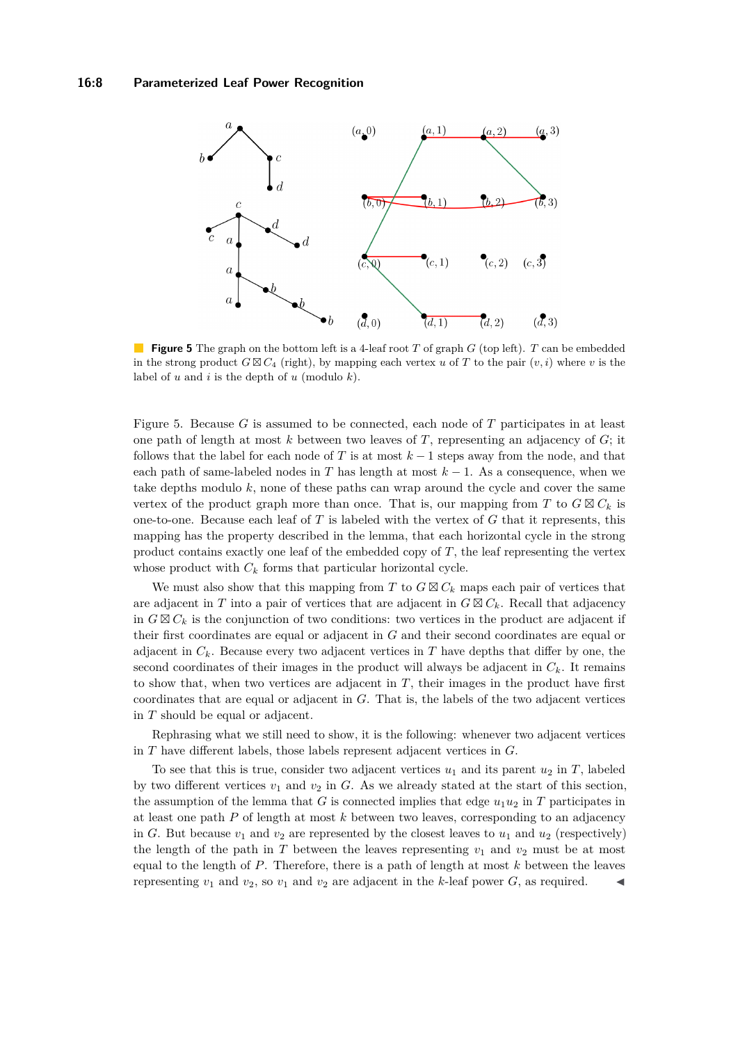**Figure 5** The graph on the bottom left is a 4-leaf root $T$ of graph $G$ (top left). $T$ can be embedded in the strong product $G \boxtimes C_4$ (right), by mapping each vertex $u$ of $T$ to the pair $(v, i)$ where $v$ is the label of $u$ and $i$ is the depth of $u$ (modulo $k$).

Figure 5. Because $G$ is assumed to be connected, each node of $T$ participates in at least one path of length at most $k$ between two leaves of $T$, representing an adjacency of $G$; it follows that the label for each node of $T$ is at most $k-1$ steps away from the node, and that each path of same-labeled nodes in $T$ has length at most $k-1$. As a consequence, when we take depths modulo $k$, none of these paths can wrap around the cycle and cover the same vertex of the product graph more than once. That is, our mapping from $T$ to $G \boxtimes C_k$ is one-to-one. Because each leaf of $T$ is labeled with the vertex of $G$ that it represents, this mapping has the property described in the lemma, that each horizontal cycle in the strong product contains exactly one leaf of the embedded copy of $T$, the leaf representing the vertex whose product with $C_k$ forms that particular horizontal cycle.

We must also show that this mapping from $T$ to $G \boxtimes C_k$ maps each pair of vertices that are adjacent in $T$ into a pair of vertices that are adjacent in $G \boxtimes C_k$. Recall that adjacency in $G \boxtimes C_k$ is the conjunction of two conditions: two vertices in the product are adjacent if their first coordinates are equal or adjacent in $G$ and their second coordinates are equal or adjacent in $C_k$. Because every two adjacent vertices in $T$ have depths that differ by one, the second coordinates of their images in the product will always be adjacent in $C_k$. It remains to show that, when two vertices are adjacent in $T$, their images in the product have first coordinates that are equal or adjacent in $G$. That is, the labels of the two adjacent vertices in $T$ should be equal or adjacent.

Rephrasing what we still need to show, it is the following: whenever two adjacent vertices in $T$ have different labels, those labels represent adjacent vertices in $G$.

To see that this is true, consider two adjacent vertices $u_1$ and its parent $u_2$ in $T$, labeled by two different vertices $v_1$ and $v_2$ in $G$. As we already stated at the start of this section, the assumption of the lemma that $G$ is connected implies that edge $u_1u_2$ in $T$ participates in at least one path $P$ of length at most $k$ between two leaves, corresponding to an adjacency in $G$. But because $v_1$ and $v_2$ are represented by the closest leaves to $u_1$ and $u_2$ (respectively) the length of the path in $T$ between the leaves representing $v_1$ and $v_2$ must be at most equal to the length of $P$. Therefore, there is a path of length at most $k$ between the leaves representing $v_1$ and $v_2$, so $v_1$ and $v_2$ are adjacent in the $k$-leaf power $G$, as required. ◀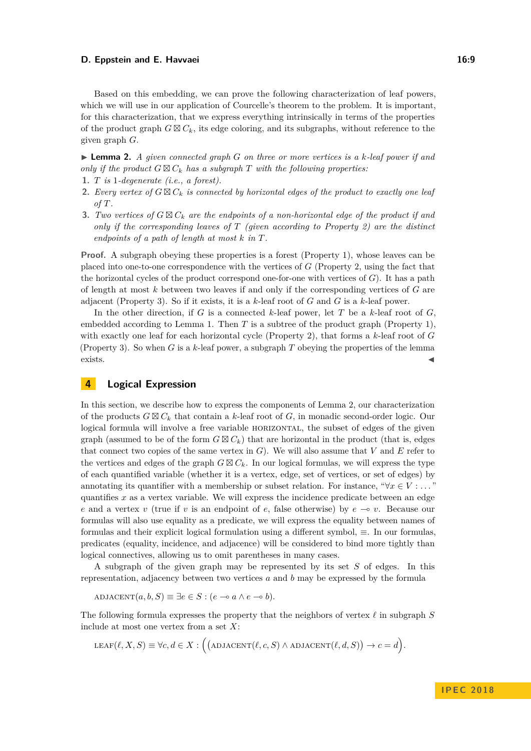Based on this embedding, we can prove the following characterization of leaf powers, which we will use in our application of Courcelle's theorem to the problem. It is important, for this characterization, that we express everything intrinsically in terms of the properties of the product graph $G \boxtimes C_k$, its edge coloring, and its subgraphs, without reference to the given graph $G$.

▶ **Lemma 2.** *A given connected graph $G$ on three or more vertices is a $k$-leaf power if and only if the product $G \boxtimes C_k$ has a subgraph $T$ with the following properties:*

1. *$T$ is 1-degenerate (i.e., a forest).*
2. *Every vertex of $G \boxtimes C_k$ is connected by horizontal edges of the product to exactly one leaf of $T$.*
3. *Two vertices of $G \boxtimes C_k$ are the endpoints of a non-horizontal edge of the product if and only if the corresponding leaves of $T$ (given according to Property 2) are the distinct endpoints of a path of length at most $k$ in $T$.*

**Proof.** A subgraph obeying these properties is a forest (Property 1), whose leaves can be placed into one-to-one correspondence with the vertices of $G$ (Property 2, using the fact that the horizontal cycles of the product correspond one-for-one with vertices of $G$). It has a path of length at most $k$ between two leaves if and only if the corresponding vertices of $G$ are adjacent (Property 3). So if it exists, it is a $k$-leaf root of $G$ and $G$ is a $k$-leaf power.

In the other direction, if $G$ is a connected $k$-leaf power, let $T$ be a $k$-leaf root of $G$, embedded according to Lemma 1. Then $T$ is a subtree of the product graph (Property 1), with exactly one leaf for each horizontal cycle (Property 2), that forms a $k$-leaf root of $G$ (Property 3). So when $G$ is a $k$-leaf power, a subgraph $T$ obeying the properties of the lemma exists. ◀

## 4 Logical Expression

In this section, we describe how to express the components of Lemma 2, our characterization of the products $G \boxtimes C_k$ that contain a $k$-leaf root of $G$, in monadic second-order logic. Our logical formula will involve a free variable HORIZONTAL, the subset of edges of the given graph (assumed to be of the form $G \boxtimes C_k$) that are horizontal in the product (that is, edges that connect two copies of the same vertex in $G$). We will also assume that $V$ and $E$ refer to the vertices and edges of the graph $G \boxtimes C_k$. In our logical formulas, we will express the type of each quantified variable (whether it is a vertex, edge, set of vertices, or set of edges) by annotating its quantifier with a membership or subset relation. For instance, "$\forall x \in V : \ldots$" quantifies $x$ as a vertex variable. We will express the incidence predicate between an edge $e$ and a vertex $v$ (true if $v$ is an endpoint of $e$, false otherwise) by $e \multimap v$. Because our formulas will also use equality as a predicate, we will express the equality between names of formulas and their explicit logical formulation using a different symbol, $\equiv$. In our formulas, predicates (equality, incidence, and adjacence) will be considered to bind more tightly than logical connectives, allowing us to omit parentheses in many cases.

A subgraph of the given graph may be represented by its set $S$ of edges. In this representation, adjacency between two vertices $a$ and $b$ may be expressed by the formula

$$\text{ADJACENT}(a, b, S) \equiv \exists e \in S : (e \multimap a \wedge e \multimap b).$$

The following formula expresses the property that the neighbors of vertex $\ell$ in subgraph $S$ include at most one vertex from a set $X$:

$$\text{LEAF}(\ell, X, S) \equiv \forall c, d \in X : \Big(\big(\text{ADJACENT}(\ell, c, S) \wedge \text{ADJACENT}(\ell, d, S)\big) \rightarrow c = d\Big).$$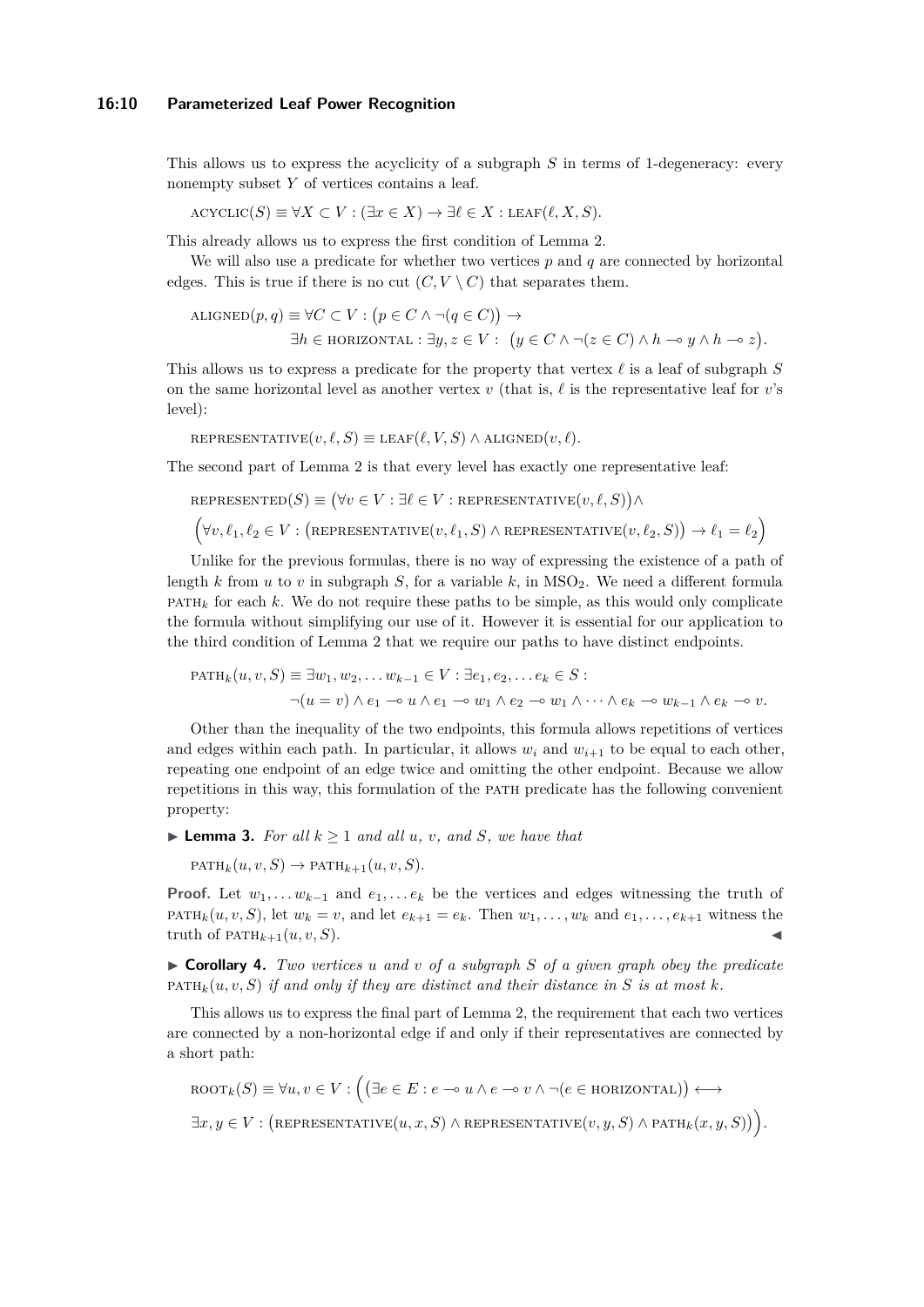This allows us to express the acyclicity of a subgraph $S$ in terms of 1-degeneracy: every nonempty subset $Y$ of vertices contains a leaf.

$$\text{ACYCLIC}(S) \equiv \forall X \subset V : (\exists x \in X) \rightarrow \exists \ell \in X : \text{LEAF}(\ell, X, S).$$

This already allows us to express the first condition of Lemma 2.

We will also use a predicate for whether two vertices $p$ and $q$ are connected by horizontal edges. This is true if there is no cut $(C, V \setminus C)$ that separates them.

$$\text{ALIGNED}(p, q) \equiv \forall C \subset V : \big(p \in C \wedge \neg(q \in C)\big) \rightarrow$$
$$\exists h \in \text{HORIZONTAL} : \exists y, z \in V : \big(y \in C \wedge \neg(z \in C) \wedge h \multimap y \wedge h \multimap z\big).$$

This allows us to express a predicate for the property that vertex $\ell$ is a leaf of subgraph $S$ on the same horizontal level as another vertex $v$ (that is, $\ell$ is the representative leaf for $v$'s level):

$$\text{REPRESENTATIVE}(v, \ell, S) \equiv \text{LEAF}(\ell, V, S) \wedge \text{ALIGNED}(v, \ell).$$

The second part of Lemma 2 is that every level has exactly one representative leaf:

$$\text{REPRESENTED}(S) \equiv \big(\forall v \in V : \exists \ell \in V : \text{REPRESENTATIVE}(v, \ell, S)\big) \wedge$$
$$\Big(\forall v, \ell_1, \ell_2 \in V : \big(\text{REPRESENTATIVE}(v, \ell_1, S) \wedge \text{REPRESENTATIVE}(v, \ell_2, S)\big) \rightarrow \ell_1 = \ell_2\Big)$$

Unlike for the previous formulas, there is no way of expressing the existence of a path of length $k$ from $u$ to $v$ in subgraph $S$, for a variable $k$, in $\text{MSO}_2$. We need a different formula $\text{PATH}_k$ for each $k$. We do not require these paths to be simple, as this would only complicate the formula without simplifying our use of it. However it is essential for our application to the third condition of Lemma 2 that we require our paths to have distinct endpoints.

$$\text{PATH}_k(u, v, S) \equiv \exists w_1, w_2, \ldots w_{k-1} \in V : \exists e_1, e_2, \ldots e_k \in S :$$
$$\neg(u = v) \wedge e_1 \multimap u \wedge e_1 \multimap w_1 \wedge e_2 \multimap w_1 \wedge \cdots \wedge e_k \multimap w_{k-1} \wedge e_k \multimap v.$$

Other than the inequality of the two endpoints, this formula allows repetitions of vertices and edges within each path. In particular, it allows $w_i$ and $w_{i+1}$ to be equal to each other, repeating one endpoint of an edge twice and omitting the other endpoint. Because we allow repetitions in this way, this formulation of the PATH predicate has the following convenient property:

▶ **Lemma 3.** *For all $k \geq 1$ and all $u$, $v$, and $S$, we have that*

$$\text{PATH}_k(u, v, S) \rightarrow \text{PATH}_{k+1}(u, v, S).$$

**Proof.** Let $w_1, \ldots w_{k-1}$ and $e_1, \ldots e_k$ be the vertices and edges witnessing the truth of $\text{PATH}_k(u, v, S)$, let $w_k = v$, and let $e_{k+1} = e_k$. Then $w_1, \ldots, w_k$ and $e_1, \ldots, e_{k+1}$ witness the truth of $\text{PATH}_{k+1}(u, v, S)$. ◀

▶ **Corollary 4.** *Two vertices $u$ and $v$ of a subgraph $S$ of a given graph obey the predicate $\text{PATH}_k(u, v, S)$ if and only if they are distinct and their distance in $S$ is at most $k$.*

This allows us to express the final part of Lemma 2, the requirement that each two vertices are connected by a non-horizontal edge if and only if their representatives are connected by a short path:

$$\text{ROOT}_k(S) \equiv \forall u, v \in V : \Big(\big(\exists e \in E : e \multimap u \wedge e \multimap v \wedge \neg(e \in \text{HORIZONTAL})\big) \longleftrightarrow$$
$$\exists x, y \in V : \big(\text{REPRESENTATIVE}(u, x, S) \wedge \text{REPRESENTATIVE}(v, y, S) \wedge \text{PATH}_k(x, y, S)\big)\Big).$$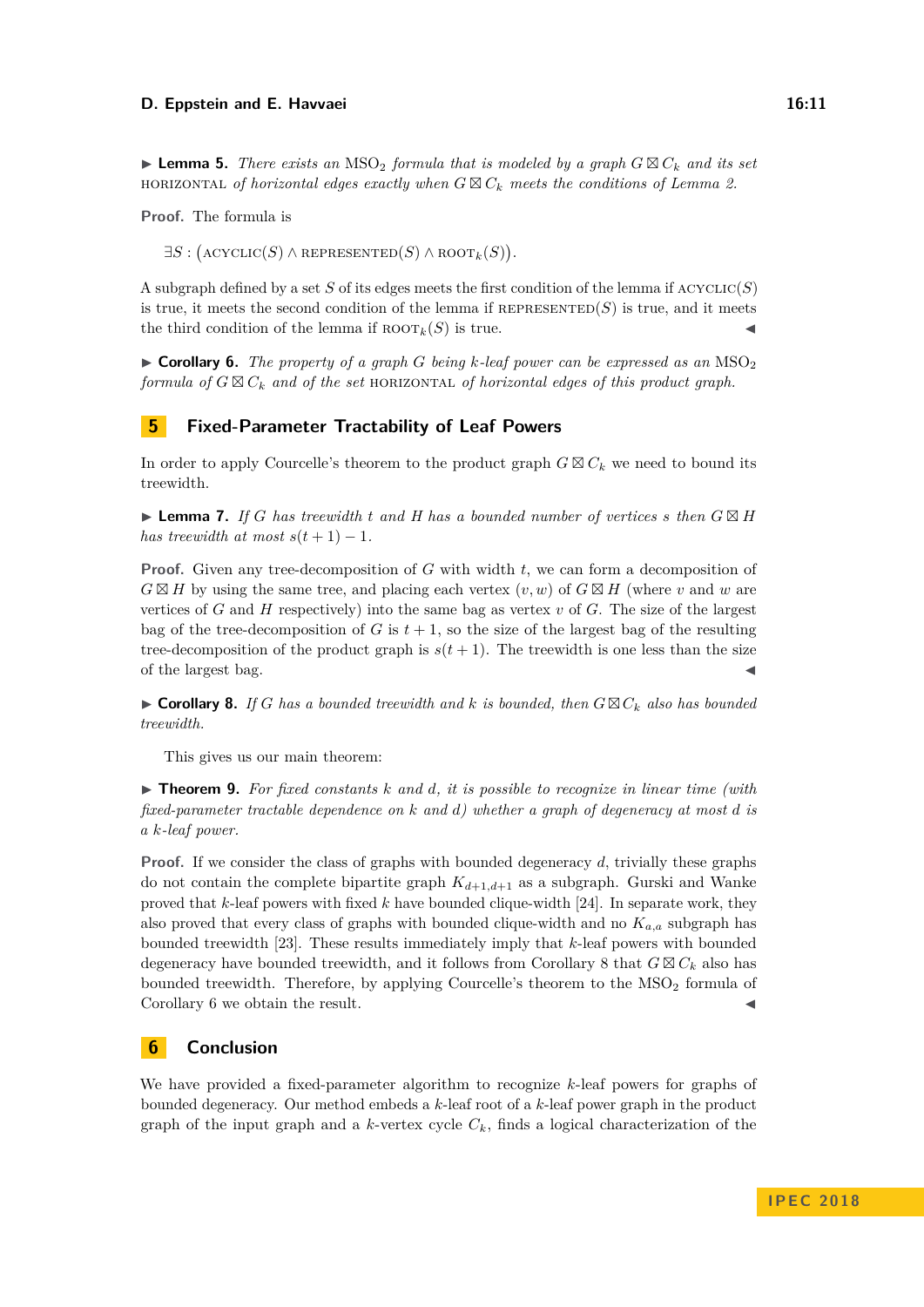▶ **Lemma 5.** *There exists an* $\text{MSO}_2$ *formula that is modeled by a graph* $G \boxtimes C_k$ *and its set* HORIZONTAL *of horizontal edges exactly when* $G \boxtimes C_k$ *meets the conditions of Lemma 2.*

**Proof.** The formula is

$$\exists S : \big(\textsc{acyclic}(S) \wedge \textsc{represented}(S) \wedge \textsc{root}_k(S)\big).$$

A subgraph defined by a set $S$ of its edges meets the first condition of the lemma if $\textsc{acyclic}(S)$ is true, it meets the second condition of the lemma if $\textsc{represented}(S)$ is true, and it meets the third condition of the lemma if $\textsc{root}_k(S)$ is true. ◀

▶ **Corollary 6.** *The property of a graph* $G$ *being* $k$*-leaf power can be expressed as an* $\text{MSO}_2$ *formula of* $G \boxtimes C_k$ *and of the set* HORIZONTAL *of horizontal edges of this product graph.*

## 5 Fixed-Parameter Tractability of Leaf Powers

In order to apply Courcelle's theorem to the product graph $G \boxtimes C_k$ we need to bound its treewidth.

▶ **Lemma 7.** *If* $G$ *has treewidth* $t$ *and* $H$ *has a bounded number of vertices* $s$ *then* $G \boxtimes H$ *has treewidth at most* $s(t+1) - 1$.

**Proof.** Given any tree-decomposition of $G$ with width $t$, we can form a decomposition of $G \boxtimes H$ by using the same tree, and placing each vertex $(v, w)$ of $G \boxtimes H$ (where $v$ and $w$ are vertices of $G$ and $H$ respectively) into the same bag as vertex $v$ of $G$. The size of the largest bag of the tree-decomposition of $G$ is $t + 1$, so the size of the largest bag of the resulting tree-decomposition of the product graph is $s(t + 1)$. The treewidth is one less than the size of the largest bag. ◀

▶ **Corollary 8.** *If* $G$ *has a bounded treewidth and* $k$ *is bounded, then* $G \boxtimes C_k$ *also has bounded treewidth.*

This gives us our main theorem:

▶ **Theorem 9.** *For fixed constants* $k$ *and* $d$*, it is possible to recognize in linear time (with fixed-parameter tractable dependence on* $k$ *and* $d$*) whether a graph of degeneracy at most* $d$ *is a* $k$*-leaf power.*

**Proof.** If we consider the class of graphs with bounded degeneracy $d$, trivially these graphs do not contain the complete bipartite graph $K_{d+1,d+1}$ as a subgraph. Gurski and Wanke proved that $k$-leaf powers with fixed $k$ have bounded clique-width [24]. In separate work, they also proved that every class of graphs with bounded clique-width and no $K_{a,a}$ subgraph has bounded treewidth [23]. These results immediately imply that $k$-leaf powers with bounded degeneracy have bounded treewidth, and it follows from Corollary 8 that $G \boxtimes C_k$ also has bounded treewidth. Therefore, by applying Courcelle's theorem to the $\text{MSO}_2$ formula of Corollary 6 we obtain the result. ◀

## 6 Conclusion

We have provided a fixed-parameter algorithm to recognize $k$-leaf powers for graphs of bounded degeneracy. Our method embeds a $k$-leaf root of a $k$-leaf power graph in the product graph of the input graph and a $k$-vertex cycle $C_k$, finds a logical characterization of the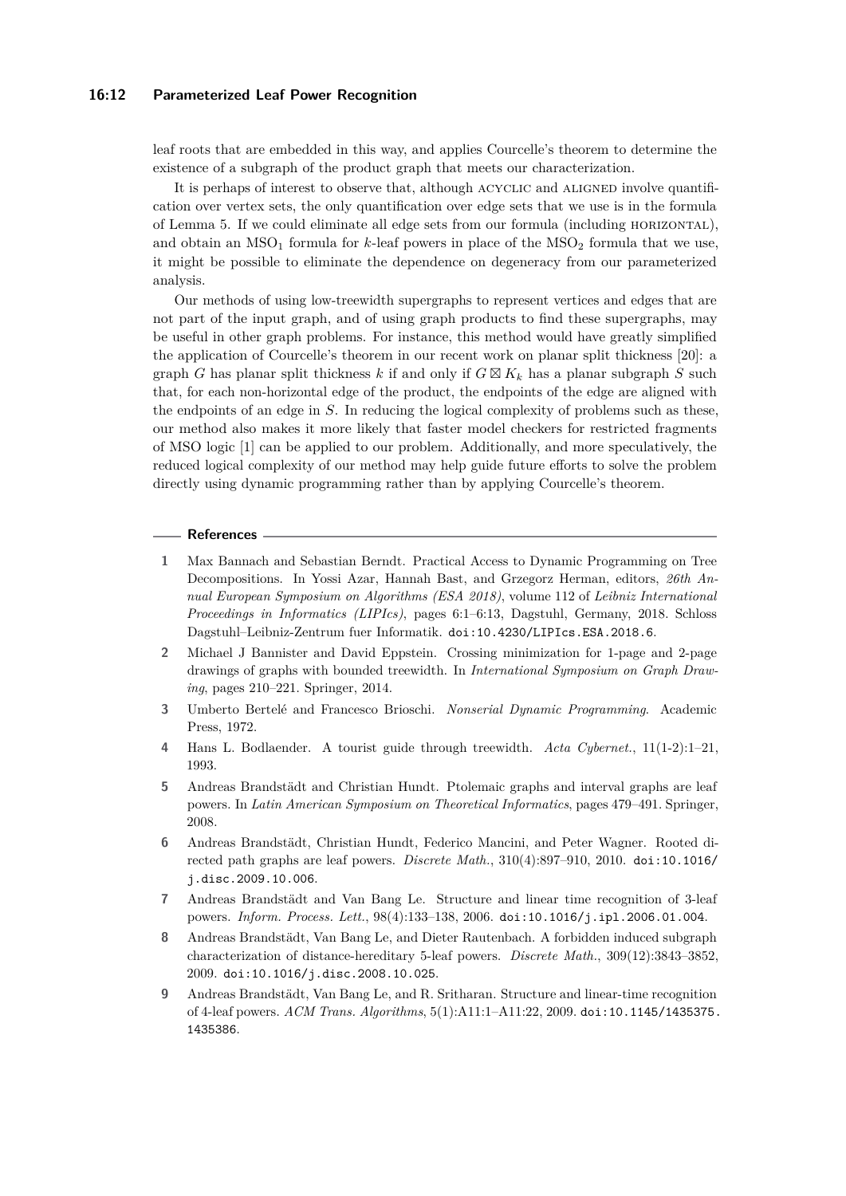leaf roots that are embedded in this way, and applies Courcelle's theorem to determine the existence of a subgraph of the product graph that meets our characterization.

It is perhaps of interest to observe that, although ACYCLIC and ALIGNED involve quantification over vertex sets, the only quantification over edge sets that we use is in the formula of Lemma 5. If we could eliminate all edge sets from our formula (including HORIZONTAL), and obtain an $\mathrm{MSO}_1$ formula for $k$-leaf powers in place of the $\mathrm{MSO}_2$ formula that we use, it might be possible to eliminate the dependence on degeneracy from our parameterized analysis.

Our methods of using low-treewidth supergraphs to represent vertices and edges that are not part of the input graph, and of using graph products to find these supergraphs, may be useful in other graph problems. For instance, this method would have greatly simplified the application of Courcelle's theorem in our recent work on planar split thickness [20]: a graph $G$ has planar split thickness $k$ if and only if $G \boxtimes K_k$ has a planar subgraph $S$ such that, for each non-horizontal edge of the product, the endpoints of the edge are aligned with the endpoints of an edge in $S$. In reducing the logical complexity of problems such as these, our method also makes it more likely that faster model checkers for restricted fragments of MSO logic [1] can be applied to our problem. Additionally, and more speculatively, the reduced logical complexity of our method may help guide future efforts to solve the problem directly using dynamic programming rather than by applying Courcelle's theorem.

## References

1. Max Bannach and Sebastian Berndt. Practical Access to Dynamic Programming on Tree Decompositions. In Yossi Azar, Hannah Bast, and Grzegorz Herman, editors, *26th Annual European Symposium on Algorithms (ESA 2018)*, volume 112 of *Leibniz International Proceedings in Informatics (LIPIcs)*, pages 6:1–6:13, Dagstuhl, Germany, 2018. Schloss Dagstuhl–Leibniz-Zentrum fuer Informatik. doi:10.4230/LIPIcs.ESA.2018.6.
2. Michael J Bannister and David Eppstein. Crossing minimization for 1-page and 2-page drawings of graphs with bounded treewidth. In *International Symposium on Graph Drawing*, pages 210–221. Springer, 2014.
3. Umberto Bertelé and Francesco Brioschi. *Nonserial Dynamic Programming*. Academic Press, 1972.
4. Hans L. Bodlaender. A tourist guide through treewidth. *Acta Cybernet.*, 11(1-2):1–21, 1993.
5. Andreas Brandstädt and Christian Hundt. Ptolemaic graphs and interval graphs are leaf powers. In *Latin American Symposium on Theoretical Informatics*, pages 479–491. Springer, 2008.
6. Andreas Brandstädt, Christian Hundt, Federico Mancini, and Peter Wagner. Rooted directed path graphs are leaf powers. *Discrete Math.*, 310(4):897–910, 2010. doi:10.1016/j.disc.2009.10.006.
7. Andreas Brandstädt and Van Bang Le. Structure and linear time recognition of 3-leaf powers. *Inform. Process. Lett.*, 98(4):133–138, 2006. doi:10.1016/j.ipl.2006.01.004.
8. Andreas Brandstädt, Van Bang Le, and Dieter Rautenbach. A forbidden induced subgraph characterization of distance-hereditary 5-leaf powers. *Discrete Math.*, 309(12):3843–3852, 2009. doi:10.1016/j.disc.2008.10.025.
9. Andreas Brandstädt, Van Bang Le, and R. Sritharan. Structure and linear-time recognition of 4-leaf powers. *ACM Trans. Algorithms*, 5(1):A11:1–A11:22, 2009. doi:10.1145/1435375.1435386.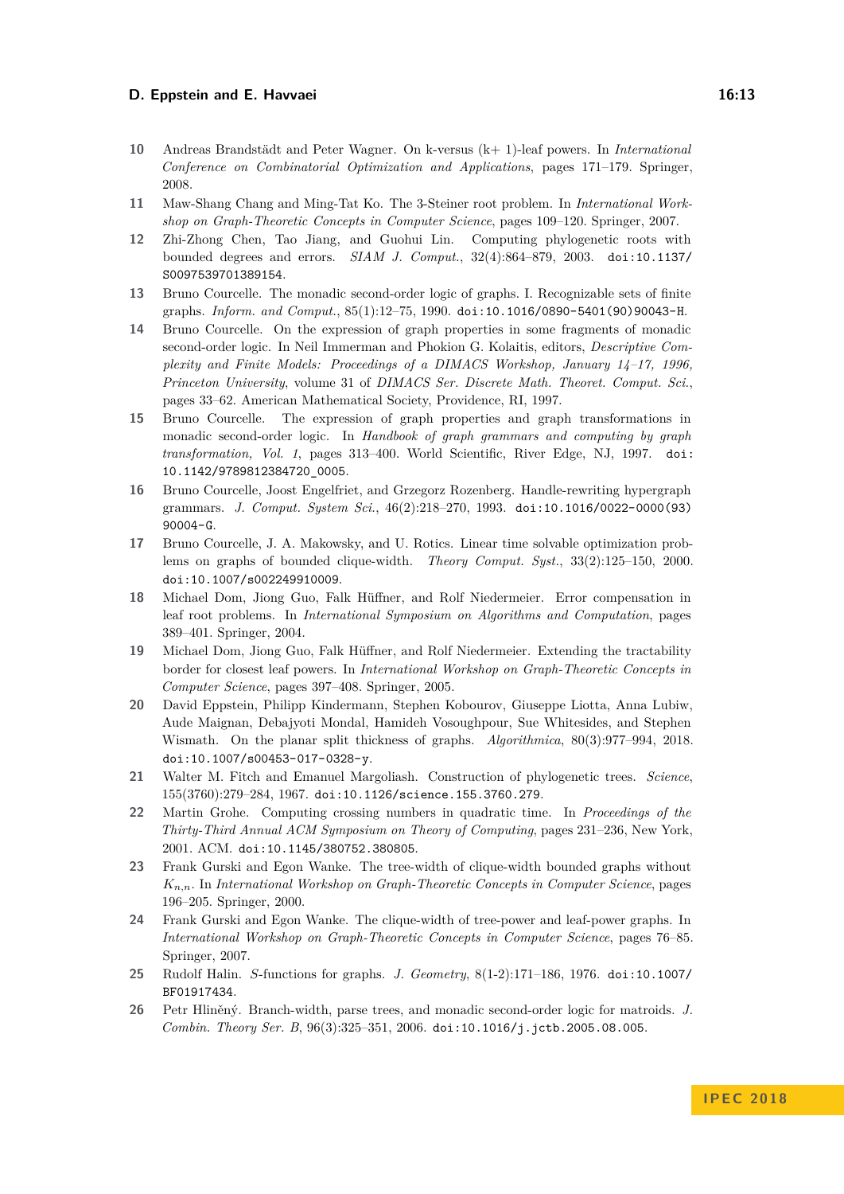10 Andreas Brandstädt and Peter Wagner. On k-versus (k+ 1)-leaf powers. In *International Conference on Combinatorial Optimization and Applications*, pages 171–179. Springer, 2008.

11 Maw-Shang Chang and Ming-Tat Ko. The 3-Steiner root problem. In *International Workshop on Graph-Theoretic Concepts in Computer Science*, pages 109–120. Springer, 2007.

12 Zhi-Zhong Chen, Tao Jiang, and Guohui Lin. Computing phylogenetic roots with bounded degrees and errors. *SIAM J. Comput.*, 32(4):864–879, 2003. doi:10.1137/S0097539701389154.

13 Bruno Courcelle. The monadic second-order logic of graphs. I. Recognizable sets of finite graphs. *Inform. and Comput.*, 85(1):12–75, 1990. doi:10.1016/0890-5401(90)90043-H.

14 Bruno Courcelle. On the expression of graph properties in some fragments of monadic second-order logic. In Neil Immerman and Phokion G. Kolaitis, editors, *Descriptive Complexity and Finite Models: Proceedings of a DIMACS Workshop, January 14–17, 1996, Princeton University*, volume 31 of *DIMACS Ser. Discrete Math. Theoret. Comput. Sci.*, pages 33–62. American Mathematical Society, Providence, RI, 1997.

15 Bruno Courcelle. The expression of graph properties and graph transformations in monadic second-order logic. In *Handbook of graph grammars and computing by graph transformation, Vol. 1*, pages 313–400. World Scientific, River Edge, NJ, 1997. doi:10.1142/9789812384720_0005.

16 Bruno Courcelle, Joost Engelfriet, and Grzegorz Rozenberg. Handle-rewriting hypergraph grammars. *J. Comput. System Sci.*, 46(2):218–270, 1993. doi:10.1016/0022-0000(93)90004-G.

17 Bruno Courcelle, J. A. Makowsky, and U. Rotics. Linear time solvable optimization problems on graphs of bounded clique-width. *Theory Comput. Syst.*, 33(2):125–150, 2000. doi:10.1007/s002249910009.

18 Michael Dom, Jiong Guo, Falk Hüffner, and Rolf Niedermeier. Error compensation in leaf root problems. In *International Symposium on Algorithms and Computation*, pages 389–401. Springer, 2004.

19 Michael Dom, Jiong Guo, Falk Hüffner, and Rolf Niedermeier. Extending the tractability border for closest leaf powers. In *International Workshop on Graph-Theoretic Concepts in Computer Science*, pages 397–408. Springer, 2005.

20 David Eppstein, Philipp Kindermann, Stephen Kobourov, Giuseppe Liotta, Anna Lubiw, Aude Maignan, Debajyoti Mondal, Hamideh Vosoughpour, Sue Whitesides, and Stephen Wismath. On the planar split thickness of graphs. *Algorithmica*, 80(3):977–994, 2018. doi:10.1007/s00453-017-0328-y.

21 Walter M. Fitch and Emanuel Margoliash. Construction of phylogenetic trees. *Science*, 155(3760):279–284, 1967. doi:10.1126/science.155.3760.279.

22 Martin Grohe. Computing crossing numbers in quadratic time. In *Proceedings of the Thirty-Third Annual ACM Symposium on Theory of Computing*, pages 231–236, New York, 2001. ACM. doi:10.1145/380752.380805.

23 Frank Gurski and Egon Wanke. The tree-width of clique-width bounded graphs without $K_{n,n}$. In *International Workshop on Graph-Theoretic Concepts in Computer Science*, pages 196–205. Springer, 2000.

24 Frank Gurski and Egon Wanke. The clique-width of tree-power and leaf-power graphs. In *International Workshop on Graph-Theoretic Concepts in Computer Science*, pages 76–85. Springer, 2007.

25 Rudolf Halin. *S*-functions for graphs. *J. Geometry*, 8(1-2):171–186, 1976. doi:10.1007/BF01917434.

26 Petr Hliněný. Branch-width, parse trees, and monadic second-order logic for matroids. *J. Combin. Theory Ser. B*, 96(3):325–351, 2006. doi:10.1016/j.jctb.2005.08.005.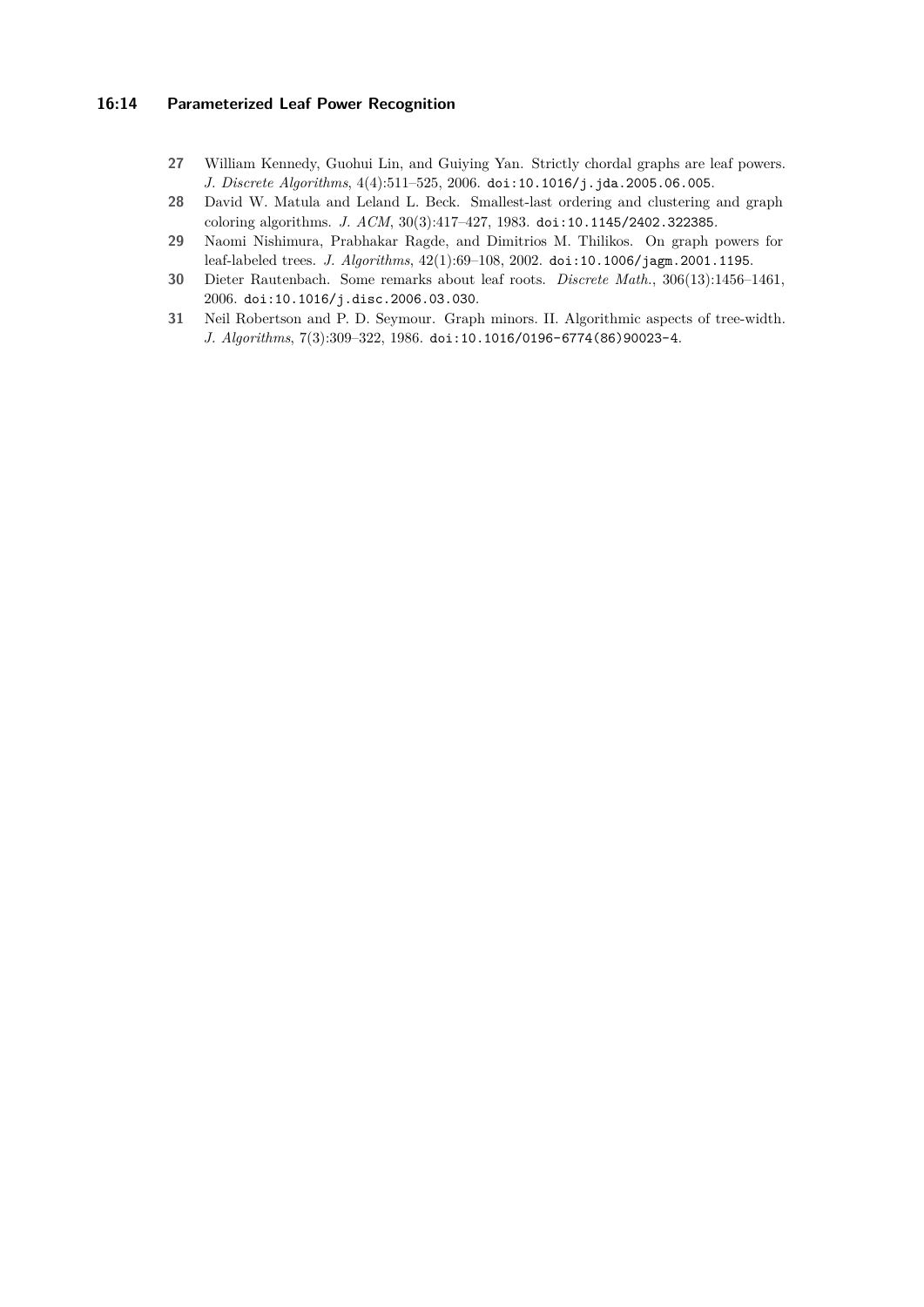27 William Kennedy, Guohui Lin, and Guiying Yan. Strictly chordal graphs are leaf powers. *J. Discrete Algorithms*, 4(4):511–525, 2006. doi:10.1016/j.jda.2005.06.005.

28 David W. Matula and Leland L. Beck. Smallest-last ordering and clustering and graph coloring algorithms. *J. ACM*, 30(3):417–427, 1983. doi:10.1145/2402.322385.

29 Naomi Nishimura, Prabhakar Ragde, and Dimitrios M. Thilikos. On graph powers for leaf-labeled trees. *J. Algorithms*, 42(1):69–108, 2002. doi:10.1006/jagm.2001.1195.

30 Dieter Rautenbach. Some remarks about leaf roots. *Discrete Math.*, 306(13):1456–1461, 2006. doi:10.1016/j.disc.2006.03.030.

31 Neil Robertson and P. D. Seymour. Graph minors. II. Algorithmic aspects of tree-width. *J. Algorithms*, 7(3):309–322, 1986. doi:10.1016/0196-6774(86)90023-4.